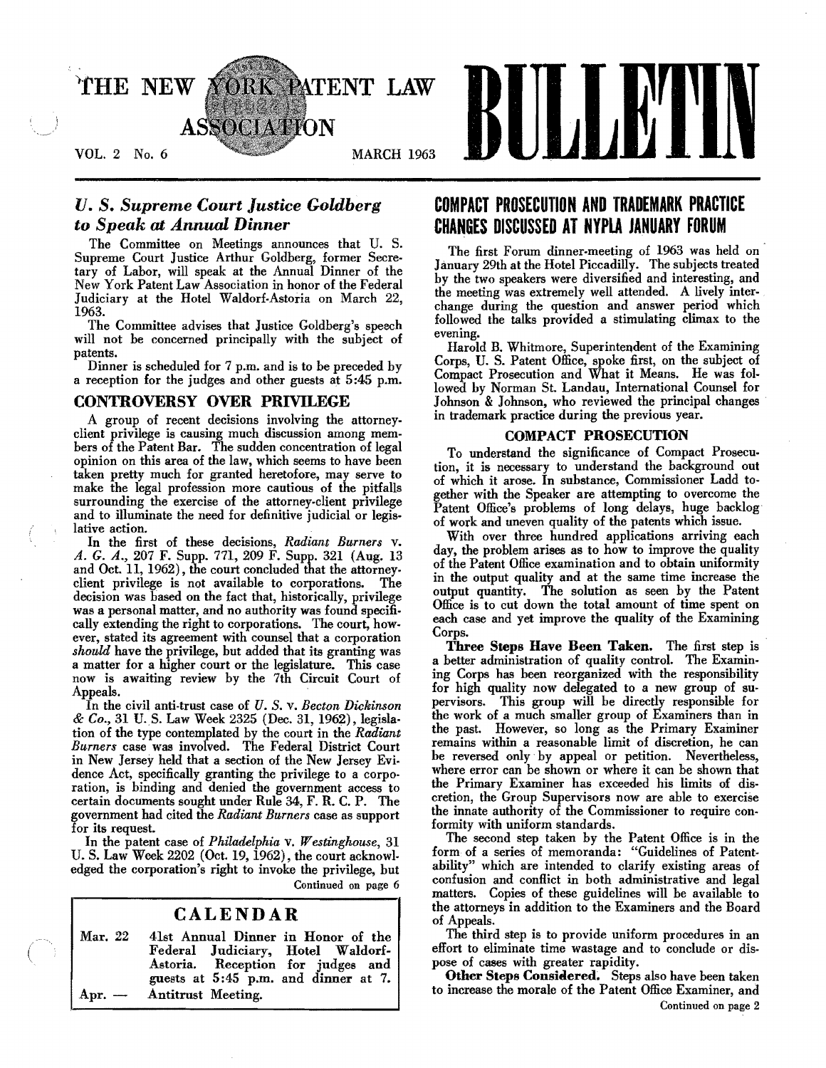# THE NEW YORK PATENT LAW ASSOCIATION BULLETIN

VOL. 2 No. 6 MARCH 1963

## *U. S. Supreme Court Justice Goldberg to Speak at Annual Dinner*

The Committee on Meetings announces that U. S. Supreme Court Justice Arthur Goldberg, former Secretary of Labor, will speak at the Annual Dinner of the New York Patent Law Association in honor of the Federal Judiciary at the Hotel Waldorf-Astoria on March 22, 1963.

The Committee advises that Justice Goldberg's speech will not be concerned principally with the subject of patents.

Dinner is scheduled for 7 p.m. and is to be preceded by a reception for the judges and other guests at 5:45 p.m.

## CONTROVERSY OVER PRIVILEGE

A group of recent decisions involving the attorney-client privilege is causing much discussion among members of the Patent Bar. The sudden concentration of legal opinion on this area of the law, which seems to have been taken pretty much for granted heretofore, may serve to make the legal profession more cautious of the pitfalls surrounding the exercise of the attorney-client privilege and to illuminate the need for definitive judicial or legislative action.

In the first of these decisions, *Radiant Burners* v. *A. G. A.*, 207 F. Supp. 771, 209 F. Supp. 321 (Aug. 13 and Oct. 11, 1962), the court concluded that the attorney-client privilege is not available to corporations. The decision was based on the fact that, historically, privilege was a personal matter, and no authority was found specifically extending the right to corporations. The court, however, stated its agreement with counsel that a corporation *should* have the privilege, but added that its granting was a matter for a higher court or the legislature. This case now is awaiting review by the 7th Circuit Court of Appeals.

In the civil anti-trust case of *U. S.* v. *Becton Dickinson & Co.*, 31 U. S. Law Week 2325 (Dec. 31, 1962), legislation of the type contemplated by the court in the *Radiant Burners* case was involved. The Federal District Court in New Jersey held that a section of the New Jersey Evidence Act, specifically granting the privilege to a corporation, is binding and denied the government access to certain documents sought under Rule 34, F. R. C. P. The government had cited the *Radiant Burners* case as support for its request.

In the patent case of *Philadelphia* v. *Westinghouse*, 31 U. S. Law Week 2202 (Oct. 19, 1962), the court acknowledged the corporation's right to invoke the privilege, but

Continued on page 6

| CALENDAR | |
|---|---|
| Mar. 22 | 41st Annual Dinner in Honor of the Federal Judiciary, Hotel Waldorf-Astoria. Reception for judges and guests at 5:45 p.m. and dinner at 7. |
| Apr. — | Antitrust Meeting. |

## COMPACT PROSECUTION AND TRADEMARK PRACTICE CHANGES DISCUSSED AT NYPLA JANUARY FORUM

The first Forum dinner-meeting of 1963 was held on January 29th at the Hotel Piccadilly. The subjects treated by the two speakers were diversified and interesting, and the meeting was extremely well attended. A lively interchange during the question and answer period which followed the talks provided a stimulating climax to the evening.

Harold B. Whitmore, Superintendent of the Examining Corps, U. S. Patent Office, spoke first, on the subject of Compact Prosecution and What it Means. He was followed by Norman St. Landau, International Counsel for Johnson & Johnson, who reviewed the principal changes in trademark practice during the previous year.

### COMPACT PROSECUTION

To understand the significance of Compact Prosecution, it is necessary to understand the background out of which it arose. In substance, Commissioner Ladd together with the Speaker are attempting to overcome the Patent Office's problems of long delays, huge backlog of work and uneven quality of the patents which issue.

With over three hundred applications arriving each day, the problem arises as to how to improve the quality of the Patent Office examination and to obtain uniformity in the output quality and at the same time increase the output quantity. The solution as seen by the Patent Office is to cut down the total amount of time spent on each case and yet improve the quality of the Examining Corps.

**Three Steps Have Been Taken.** The first step is a better administration of quality control. The Examining Corps has been reorganized with the responsibility for high quality now delegated to a new group of supervisors. This group will be directly responsible for the work of a much smaller group of Examiners than in the past. However, so long as the Primary Examiner remains within a reasonable limit of discretion, he can be reversed only by appeal or petition. Nevertheless, where error can be shown or where it can be shown that the Primary Examiner has exceeded his limits of discretion, the Group Supervisors now are able to exercise the innate authority of the Commissioner to require conformity with uniform standards.

The second step taken by the Patent Office is in the form of a series of memoranda: "Guidelines of Patentability" which are intended to clarify existing areas of confusion and conflict in both administrative and legal matters. Copies of these guidelines will be available to the attorneys in addition to the Examiners and the Board of Appeals.

The third step is to provide uniform procedures in an effort to eliminate time wastage and to conclude or dispose of cases with greater rapidity.

**Other Steps Considered.** Steps also have been taken to increase the morale of the Patent Office Examiner, and

Continued on page 2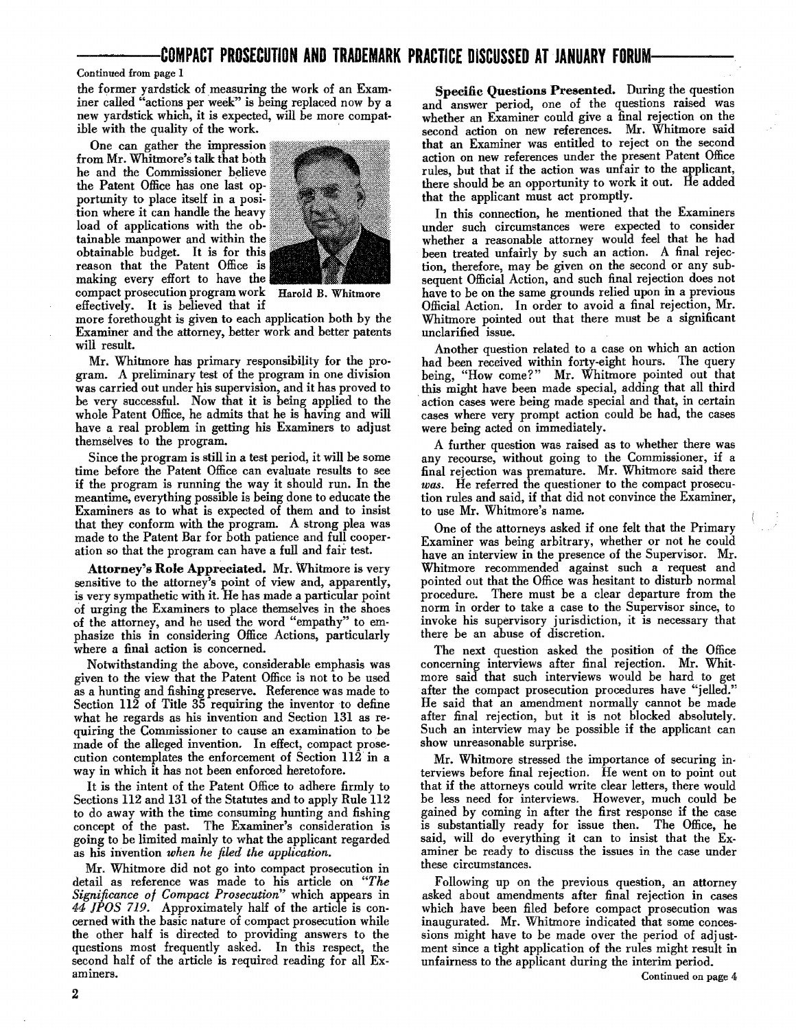## COMPACT PROSECUTION AND TRADEMARK PRACTICE DISCUSSED AT JANUARY FORUM

Continued from page 1

the former yardstick of measuring the work of an Examiner called "actions per week" is being replaced now by a new yardstick which, it is expected, will be more compatible with the quality of the work.

One can gather the impression from Mr. Whitmore's talk that both he and the Commissioner believe the Patent Office has one last opportunity to place itself in a position where it can handle the heavy load of applications with the obtainable manpower and within the obtainable budget. It is for this reason that the Patent Office is making every effort to have the compact prosecution program work effectively. It is believed that if more forethought is given to each application both by the Examiner and the attorney, better work and better patents will result.

Harold B. Whitmore

Mr. Whitmore has primary responsibility for the program. A preliminary test of the program in one division was carried out under his supervision, and it has proved to be very successful. Now that it is being applied to the whole Patent Office, he admits that he is having and will have a real problem in getting his Examiners to adjust themselves to the program.

Since the program is still in a test period, it will be some time before the Patent Office can evaluate results to see if the program is running the way it should run. In the meantime, everything possible is being done to educate the Examiners as to what is expected of them and to insist that they conform with the program. A strong plea was made to the Patent Bar for both patience and full cooperation so that the program can have a full and fair test.

**Attorney's Role Appreciated.** Mr. Whitmore is very sensitive to the attorney's point of view and, apparently, is very sympathetic with it. He has made a particular point of urging the Examiners to place themselves in the shoes of the attorney, and he used the word "empathy" to emphasize this in considering Office Actions, particularly where a final action is concerned.

Notwithstanding the above, considerable emphasis was given to the view that the Patent Office is not to be used as a hunting and fishing preserve. Reference was made to Section 112 of Title 35 requiring the inventor to define what he regards as his invention and Section 131 as requiring the Commissioner to cause an examination to be made of the alleged invention. In effect, compact prosecution contemplates the enforcement of Section 112 in a way in which it has not been enforced heretofore.

It is the intent of the Patent Office to adhere firmly to Sections 112 and 131 of the Statutes and to apply Rule 112 to do away with the time consuming hunting and fishing concept of the past. The Examiner's consideration is going to be limited mainly to what the applicant regarded as his invention *when he filed the application.*

Mr. Whitmore did not go into compact prosecution in detail as reference was made to his article on *"The Significance of Compact Prosecution"* which appears in *44 JPOS 719*. Approximately half of the article is concerned with the basic nature of compact prosecution while the other half is directed to providing answers to the questions most frequently asked. In this respect, the second half of the article is required reading for all Examiners.

**Specific Questions Presented.** During the question and answer period, one of the questions raised was whether an Examiner could give a final rejection on the second action on new references. Mr. Whitmore said that an Examiner was entitled to reject on the second action on new references under the present Patent Office rules, but that if the action was unfair to the applicant, there should be an opportunity to work it out. He added that the applicant must act promptly.

In this connection, he mentioned that the Examiners under such circumstances were expected to consider whether a reasonable attorney would feel that he had been treated unfairly by such an action. A final rejection, therefore, may be given on the second or any subsequent Official Action, and such final rejection does not have to be on the same grounds relied upon in a previous Official Action. In order to avoid a final rejection, Mr. Whitmore pointed out that there must be a significant unclarified issue.

Another question related to a case on which an action had been received within forty-eight hours. The query being, "How come?" Mr. Whitmore pointed out that this might have been made special, adding that all third action cases were being made special and that, in certain cases where very prompt action could be had, the cases were being acted on immediately.

A further question was raised as to whether there was any recourse, without going to the Commissioner, if a final rejection was premature. Mr. Whitmore said there *was.* He referred the questioner to the compact prosecution rules and said, if that did not convince the Examiner, to use Mr. Whitmore's name.

One of the attorneys asked if one felt that the Primary Examiner was being arbitrary, whether or not he could have an interview in the presence of the Supervisor. Mr. Whitmore recommended against such a request and pointed out that the Office was hesitant to disturb normal procedure. There must be a clear departure from the norm in order to take a case to the Supervisor since, to invoke his supervisory jurisdiction, it is necessary that there be an abuse of discretion.

The next question asked the position of the Office concerning interviews after final rejection. Mr. Whitmore said that such interviews would be hard to get after the compact prosecution procedures have "jelled." He said that an amendment normally cannot be made after final rejection, but it is not blocked absolutely. Such an interview may be possible if the applicant can show unreasonable surprise.

Mr. Whitmore stressed the importance of securing interviews before final rejection. He went on to point out that if the attorneys could write clear letters, there would be less need for interviews. However, much could be gained by coming in after the first response if the case is substantially ready for issue then. The Office, he said, will do everything it can to insist that the Examiner be ready to discuss the issues in the case under these circumstances.

Following up on the previous question, an attorney asked about amendments after final rejection in cases which have been filed before compact prosecution was inaugurated. Mr. Whitmore indicated that some concessions might have to be made over the period of adjustment since a tight application of the rules might result in unfairness to the applicant during the interim period.

Continued on page 4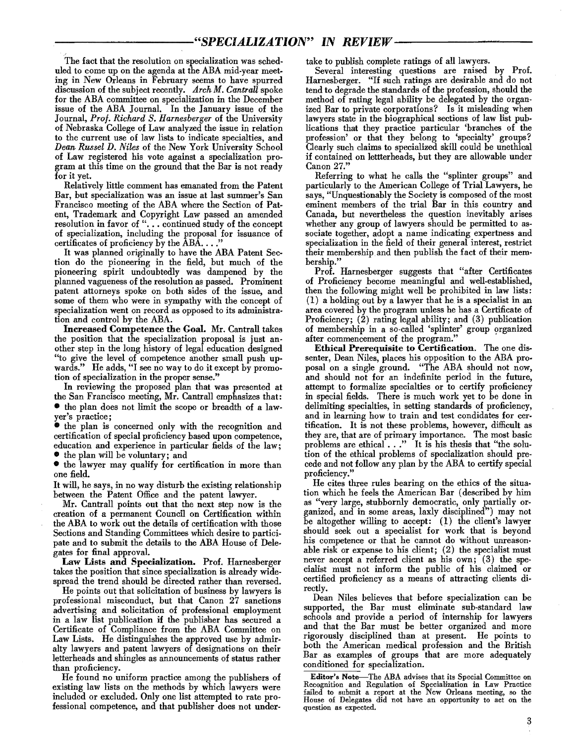## "SPECIALIZATION" IN REVIEW

The fact that the resolution on specialization was scheduled to come up on the agenda at the ABA mid-year meeting in New Orleans in February seems to have spurred discussion of the subject recently. *Arch M. Cantrall* spoke for the ABA committee on specialization in the December issue of the ABA Journal. In the January issue of the Journal, *Prof. Richard S. Harnesberger* of the University of Nebraska College of Law analyzed the issue in relation to the current use of law lists to indicate specialties, and *Dean Russel D. Niles* of the New York University School of Law registered his vote against a specialization program at this time on the ground that the Bar is not ready for it yet.

Relatively little comment has emanated from the Patent Bar, but specialization was an issue at last summer's San Francisco meeting of the ABA where the Section of Patent, Trademark and Copyright Law passed an amended resolution in favor of ". . . continued study of the concept of specialization, including the proposal for issuance of certificates of proficiency by the ABA. . . ."

It was planned originally to have the ABA Patent Section do the pioneering in the field, but much of the pioneering spirit undoubtedly was dampened by the planned vagueness of the resolution as passed. Prominent patent attorneys spoke on both sides of the issue, and some of them who were in sympathy with the concept of specialization went on record as opposed to its administration and control by the ABA.

**Increased Competence the Goal.** Mr. Cantrall takes the position that the specialization proposal is just another step in the long history of legal education designed "to give the level of competence another small push upwards." He adds, "I see no way to do it except by promotion of specialization in the proper sense."

In reviewing the proposed plan that was presented at the San Francisco meeting, Mr. Cantrall emphasizes that:

- the plan does not limit the scope or breadth of a lawyer's practice;
- the plan is concerned only with the recognition and certification of special proficiency based upon competence, education and experience in particular fields of the law;
- the plan will be voluntary; and
- the lawyer may qualify for certification in more than one field.

It will, he says, in no way disturb the existing relationship between the Patent Office and the patent lawyer.

Mr. Cantrall points out that the next step now is the creation of a permanent Council on Certification within the ABA to work out the details of certification with those Sections and Standing Committees which desire to participate and to submit the details to the ABA House of Delegates for final approval.

**Law Lists and Specialization.** Prof. Harnesberger takes the position that since specialization is already widespread the trend should be directed rather than reversed.

He points out that solicitation of business by lawyers is professional misconduct, but that Canon 27 sanctions advertising and solicitation of professional employment in a law list publication if the publisher has secured a Certificate of Compliance from the ABA Committee on Law Lists. He distinguishes the approved use by admiralty lawyers and patent lawyers of designations on their letterheads and shingles as announcements of status rather than proficiency.

He found no uniform practice among the publishers of existing law lists on the methods by which lawyers were included or excluded. Only one list attempted to rate professional competence, and that publisher does not undertake to publish complete ratings of all lawyers.

Several interesting questions are raised by Prof. Harnesberger. "If such ratings are desirable and do not tend to degrade the standards of the profession, should the method of rating legal ability be delegated by the organized Bar to private corporations? Is it misleading when lawyers state in the biographical sections of law list publications that they practice particular 'branches of the profession' or that they belong to 'specialty' groups? Clearly such claims to specialized skill could be unethical if contained on lettterheads, but they are allowable under Canon 27."

Referring to what he calls the "splinter groups" and particularly to the American College of Trial Lawyers, he says, "Unquestionably the Society is composed of the most eminent members of the trial Bar in this country and Canada, but nevertheless the question inevitably arises whether any group of lawyers should be permitted to associate together, adopt a name indicating expertness and specialization in the field of their general interest, restrict their membership and then publish the fact of their membership."

Prof. Harnesberger suggests that "after Certificates of Proficiency become meaningful and well-established, then the following might well be prohibited in law lists: (1) a holding out by a lawyer that he is a specialist in an area covered by the program unless he has a Certificate of Proficiency; (2) rating legal ability; and (3) publication of membership in a so-called 'splinter' group organized after commencement of the program."

**Ethical Prerequisite to Certification.** The one dissenter, Dean Niles, places his opposition to the ABA proposal on a single ground. "The ABA should not now, and should not for an indefinite period in the future, attempt to formalize specialties or to certify proficiency in special fields. There is much work yet to be done in delimiting specialties, in setting standards of proficiency, and in learning how to train and test condidates for certification. It is not these problems, however, difficult as they are, that are of primary importance. The most basic problems are ethical . . ." It is his thesis that "the solution of the ethical problems of specialization should precede and not follow any plan by the ABA to certify special proficiency."

He cites three rules bearing on the ethics of the situation which he feels the American Bar (described by him as "very large, stubbornly democratic, only partially organized, and in some areas, laxly disciplined") may not be altogether willing to accept: (1) the client's lawyer should seek out a specialist for work that is beyond his competence or that he cannot do without unreasonable risk or expense to his client; (2) the specialist must never accept a referred client as his own; (3) the specialist must not inform the public of his claimed or certified proficiency as a means of attracting clients directly.

Dean Niles believes that before specialization can be supported, the Bar must eliminate sub-standard law schools and provide a period of internship for lawyers and that the Bar must be better organized and more rigorously disciplined than at present. He points to both the American medical profession and the British Bar as examples of groups that are more adequately conditioned for specialization.

**Editor's Note**—The ABA advises that its Special Committee on Recognition and Regulation of Specialization in Law Practice failed to submit a report at the New Orleans meeting, so the House of Delegates did not have an opportunity to act on the question as expected.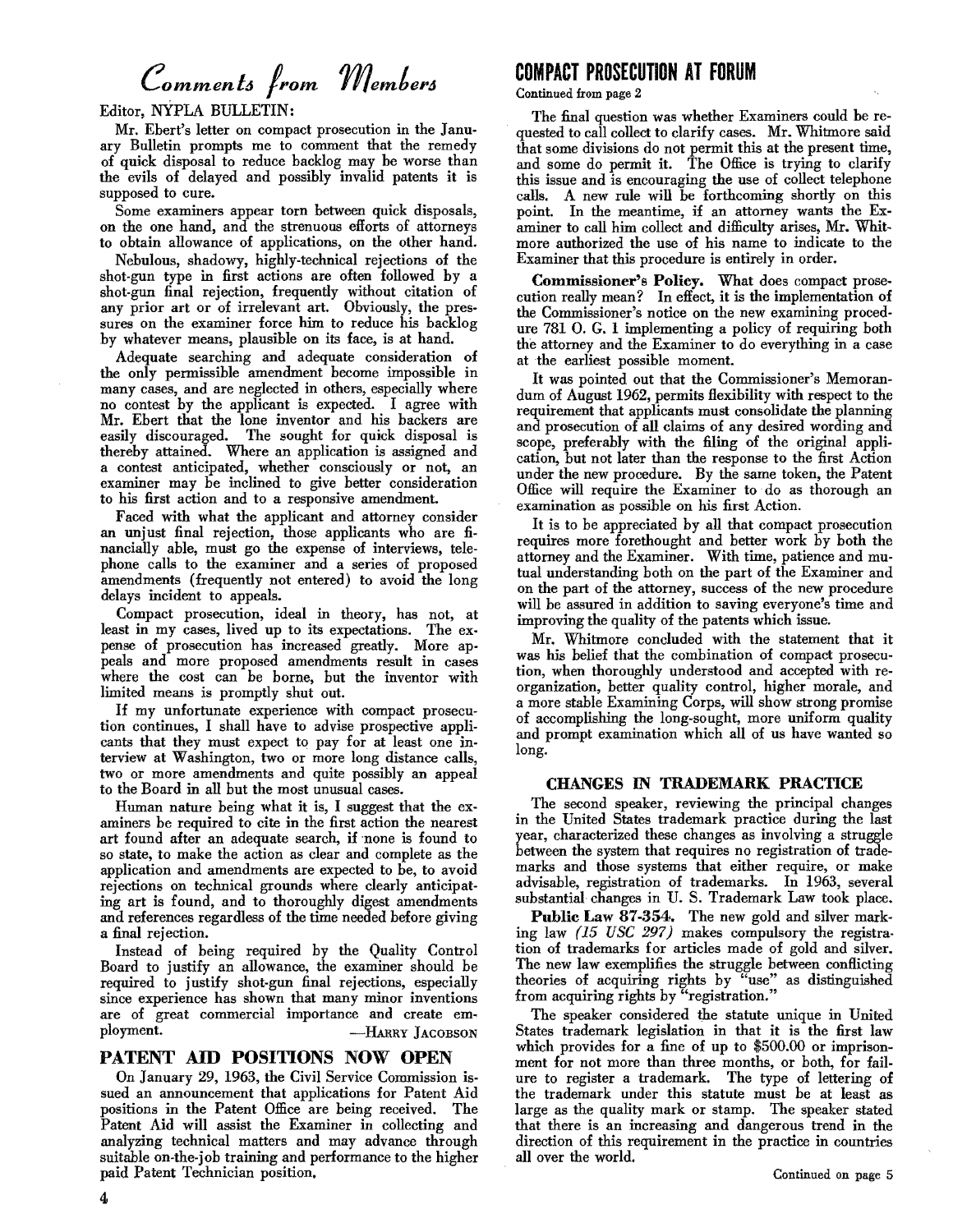## Comments from Members

Editor, NYPLA BULLETIN:

Mr. Ebert's letter on compact prosecution in the January Bulletin prompts me to comment that the remedy of quick disposal to reduce backlog may be worse than the evils of delayed and possibly invalid patents it is supposed to cure.

Some examiners appear torn between quick disposals, on the one hand, and the strenuous efforts of attorneys to obtain allowance of applications, on the other hand.

Nebulous, shadowy, highly-technical rejections of the shot-gun type in first actions are often followed by a shot-gun final rejection, frequently without citation of any prior art or of irrelevant art. Obviously, the pressures on the examiner force him to reduce his backlog by whatever means, plausible on its face, is at hand.

Adequate searching and adequate consideration of the only permissible amendment become impossible in many cases, and are neglected in others, especially where no contest by the applicant is expected. I agree with Mr. Ebert that the lone inventor and his backers are easily discouraged. The sought for quick disposal is thereby attained. Where an application is assigned and a contest anticipated, whether consciously or not, an examiner may be inclined to give better consideration to his first action and to a responsive amendment.

Faced with what the applicant and attorney consider an unjust final rejection, those applicants who are financially able, must go the expense of interviews, telephone calls to the examiner and a series of proposed amendments (frequently not entered) to avoid the long delays incident to appeals.

Compact prosecution, ideal in theory, has not, at least in my cases, lived up to its expectations. The expense of prosecution has increased greatly. More appeals and more proposed amendments result in cases where the cost can be borne, but the inventor with limited means is promptly shut out.

If my unfortunate experience with compact prosecution continues, I shall have to advise prospective applicants that they must expect to pay for at least one interview at Washington, two or more long distance calls, two or more amendments and quite possibly an appeal to the Board in all but the most unusual cases.

Human nature being what it is, I suggest that the examiners be required to cite in the first action the nearest art found after an adequate search, if none is found to so state, to make the action as clear and complete as the application and amendments are expected to be, to avoid rejections on technical grounds where clearly anticipating art is found, and to thoroughly digest amendments and references regardless of the time needed before giving a final rejection.

Instead of being required by the Quality Control Board to justify an allowance, the examiner should be required to justify shot-gun final rejections, especially since experience has shown that many minor inventions are of great commercial importance and create employment.

—HARRY JACOBSON

## PATENT AID POSITIONS NOW OPEN

On January 29, 1963, the Civil Service Commission issued an announcement that applications for Patent Aid positions in the Patent Office are being received. The Patent Aid will assist the Examiner in collecting and analyzing technical matters and may advance through suitable on-the-job training and performance to the higher paid Patent Technician position.

## COMPACT PROSECUTION AT FORUM

Continued from page 2

The final question was whether Examiners could be requested to call collect to clarify cases. Mr. Whitmore said that some divisions do not permit this at the present time, and some do permit it. The Office is trying to clarify this issue and is encouraging the use of collect telephone calls. A new rule will be forthcoming shortly on this point. In the meantime, if an attorney wants the Examiner to call him collect and difficulty arises, Mr. Whitmore authorized the use of his name to indicate to the Examiner that this procedure is entirely in order.

**Commissioner's Policy.** What does compact prosecution really mean? In effect, it is the implementation of the Commissioner's notice on the new examining procedure 781 O. G. 1 implementing a policy of requiring both the attorney and the Examiner to do everything in a case at the earliest possible moment.

It was pointed out that the Commissioner's Memorandum of August 1962, permits flexibility with respect to the requirement that applicants must consolidate the planning and prosecution of all claims of any desired wording and scope, preferably with the filing of the original application, but not later than the response to the first Action under the new procedure. By the same token, the Patent Office will require the Examiner to do as thorough an examination as possible on his first Action.

It is to be appreciated by all that compact prosecution requires more forethought and better work by both the attorney and the Examiner. With time, patience and mutual understanding both on the part of the Examiner and on the part of the attorney, success of the new procedure will be assured in addition to saving everyone's time and improving the quality of the patents which issue.

Mr. Whitmore concluded with the statement that it was his belief that the combination of compact prosecution, when thoroughly understood and accepted with reorganization, better quality control, higher morale, and a more stable Examining Corps, will show strong promise of accomplishing the long-sought, more uniform quality and prompt examination which all of us have wanted so long.

### CHANGES IN TRADEMARK PRACTICE

The second speaker, reviewing the principal changes in the United States trademark practice during the last year, characterized these changes as involving a struggle between the system that requires no registration of trademarks and those systems that either require, or make advisable, registration of trademarks. In 1963, several substantial changes in U. S. Trademark Law took place.

**Public Law 87-354.** The new gold and silver marking law *(15 USC 297)* makes compulsory the registration of trademarks for articles made of gold and silver. The new law exemplifies the struggle between conflicting theories of acquiring rights by "use" as distinguished from acquiring rights by "registration."

The speaker considered the statute unique in United States trademark legislation in that it is the first law which provides for a fine of up to $500.00 or imprisonment for not more than three months, or both, for failure to register a trademark. The type of lettering of the trademark under this statute must be at least as large as the quality mark or stamp. The speaker stated that there is an increasing and dangerous trend in the direction of this requirement in the practice in countries all over the world.

Continued on page 5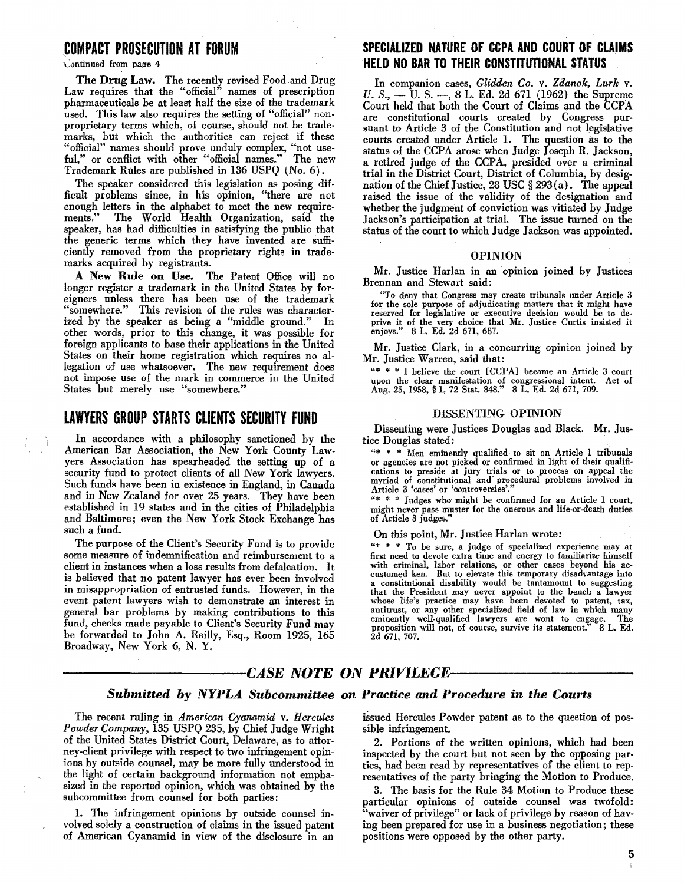## COMPACT PROSECUTION AT FORUM

Continued from page 4

**The Drug Law.** The recently revised Food and Drug Law requires that the "official" names of prescription pharmaceuticals be at least half the size of the trademark used. This law also requires the setting of "official" non-proprietary terms which, of course, should not be trademarks, but which the authorities can reject if these "official" names should prove unduly complex, "not useful," or conflict with other "official names." The new Trademark Rules are published in 136 USPQ (No. 6).

The speaker considered this legislation as posing difficult problems since, in his opinion, "there are not enough letters in the alphabet to meet the new requirements." The World Health Organization, said the speaker, has had difficulties in satisfying the public that the generic terms which they have invented are sufficiently removed from the proprietary rights in trademarks acquired by registrants.

**A New Rule on Use.** The Patent Office will no longer register a trademark in the United States by foreigners unless there has been use of the trademark "somewhere." This revision of the rules was characterized by the speaker as being a "middle ground." In other words, prior to this change, it was possible for foreign applicants to base their applications in the United States on their home registration which requires no allegation of use whatsoever. The new requirement does not impose use of the mark in commerce in the United States but merely use "somewhere."

## LAWYERS GROUP STARTS CLIENTS SECURITY FUND

In accordance with a philosophy sanctioned by the American Bar Association, the New York County Lawyers Association has spearheaded the setting up of a security fund to protect clients of all New York lawyers. Such funds have been in existence in England, in Canada and in New Zealand for over 25 years. They have been established in 19 states and in the cities of Philadelphia and Baltimore; even the New York Stock Exchange has such a fund.

The purpose of the Client's Security Fund is to provide some measure of indemnification and reimbursement to a client in instances when a loss results from defalcation. It is believed that no patent lawyer has ever been involved in misappropriation of entrusted funds. However, in the event patent lawyers wish to demonstrate an interest in general bar problems by making contributions to this fund, checks made payable to Client's Security Fund may be forwarded to John A. Reilly, Esq., Room 1925, 165 Broadway, New York 6, N. Y.

## SPECIALIZED NATURE OF CCPA AND COURT OF CLAIMS HELD NO BAR TO THEIR CONSTITUTIONAL STATUS

In companion cases, *Glidden Co.* v. *Zdanok, Lurk* v. *U. S.*, — U. S. —, 8 L. Ed. 2d 671 (1962) the Supreme Court held that both the Court of Claims and the CCPA are constitutional courts created by Congress pursuant to Article 3 of the Constitution and not legislative courts created under Article 1. The question as to the status of the CCPA arose when Judge Joseph R. Jackson, a retired judge of the CCPA, presided over a criminal trial in the District Court, District of Columbia, by designation of the Chief Justice, 28 USC § 293(a). The appeal raised the issue of the validity of the designation and whether the judgment of conviction was vitiated by Judge Jackson's participation at trial. The issue turned on the status of the court to which Judge Jackson was appointed.

### OPINION

Mr. Justice Harlan in an opinion joined by Justices Brennan and Stewart said:

> "To deny that Congress may create tribunals under Article 3 for the sole purpose of adjudicating matters that it might have reserved for legislative or executive decision would be to deprive it of the very choice that Mr. Justice Curtis insisted it enjoys." 8 L. Ed. 2d 671, 687.

Mr. Justice Clark, in a concurring opinion joined by Mr. Justice Warren, said that:

> "* * * I believe the court [CCPA] became an Article 3 court upon the clear manifestation of congressional intent. Act of Aug. 25, 1958, § 1, 72 Stat. 848." 8 L. Ed. 2d 671, 709.

### DISSENTING OPINION

Dissenting were Justices Douglas and Black. Mr. Justice Douglas stated:

> "* * * Men eminently qualified to sit on Article 1 tribunals or agencies are not picked or confirmed in light of their qualifications to preside at jury trials or to process on appeal the myriad of constitutional and procedural problems involved in Article 3 'cases' or 'controversies'."
>
> "* * * Judges who might be confirmed for an Article 1 court, might never pass muster for the onerous and life-or-death duties of Article 3 judges."

On this point, Mr. Justice Harlan wrote:

> "* * * To be sure, a judge of specialized experience may at first need to devote extra time and energy to familiarize himself with criminal, labor relations, or other cases beyond his accustomed ken. But to elevate this temporary disadvantage into a constitutional disability would be tantamount to suggesting that the President may never appoint to the bench a lawyer whose life's practice may have been devoted to patent, tax, antitrust, or any other specialized field of law in which many eminently well-qualified lawyers are wont to engage. The proposition will not, of course, survive its statement." 8 L. Ed. 2d 671, 707.

## CASE NOTE ON PRIVILEGE

### *Submitted by NYPLA Subcommittee on Practice and Procedure in the Courts*

The recent ruling in *American Cyanamid* v. *Hercules Powder Company*, 135 USPQ 235, by Chief Judge Wright of the United States District Court, Delaware, as to attorney-client privilege with respect to two infringement opinions by outside counsel, may be more fully understood in the light of certain background information not emphasized in the reported opinion, which was obtained by the subcommittee from counsel for both parties:

1. The infringement opinions by outside counsel involved solely a construction of claims in the issued patent of American Cyanamid in view of the disclosure in an issued Hercules Powder patent as to the question of possible infringement.

2. Portions of the written opinions, which had been inspected by the court but not seen by the opposing parties, had been read by representatives of the client to representatives of the party bringing the Motion to Produce.

3. The basis for the Rule 34 Motion to Produce these particular opinions of outside counsel was twofold: "waiver of privilege" or lack of privilege by reason of having been prepared for use in a business negotiation; these positions were opposed by the other party.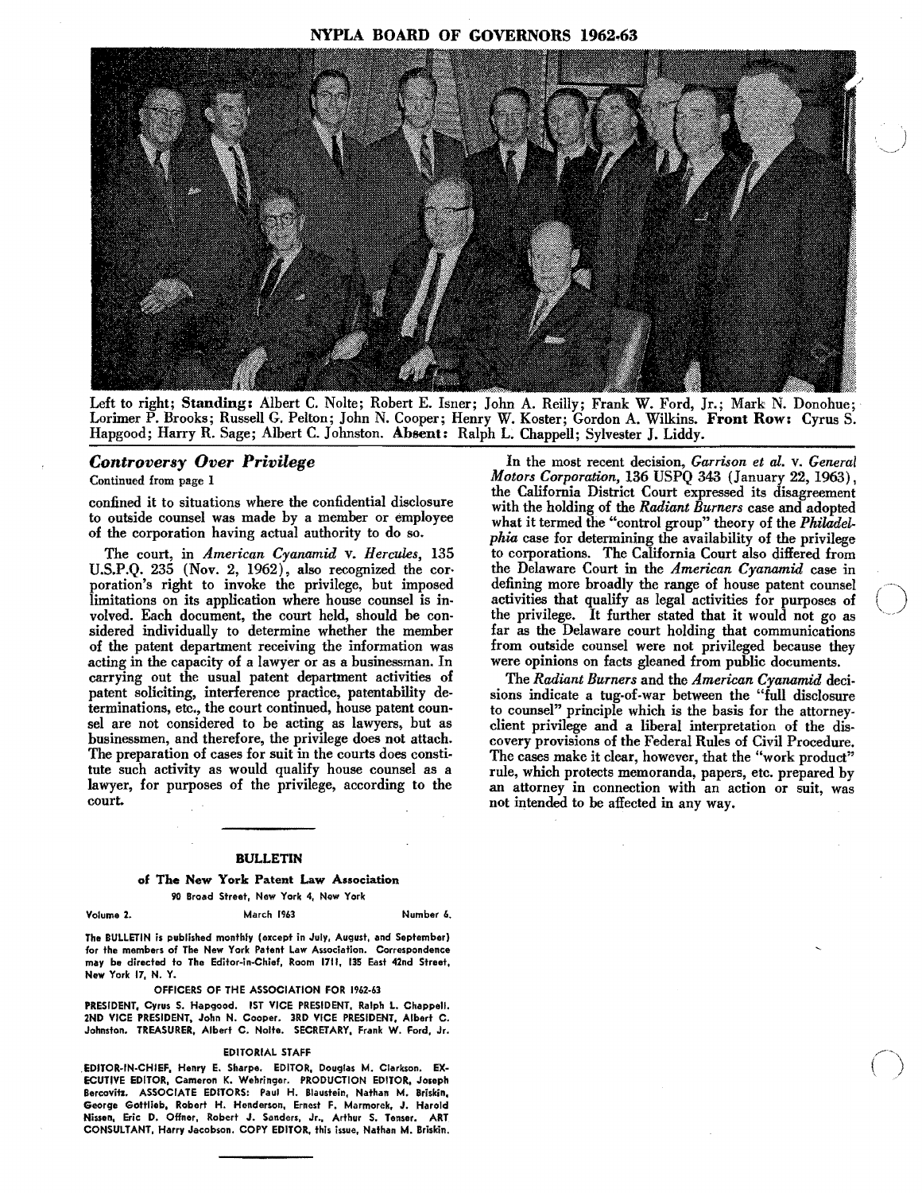## NYPLA BOARD OF GOVERNORS 1962-63

Left to right; **Standing:** Albert C. Nolte; Robert E. Isner; John A. Reilly; Frank W. Ford, Jr.; Mark N. Donohue; Lorimer P. Brooks; Russell G. Pelton; John N. Cooper; Henry W. Koster; Gordon A. Wilkins. **Front Row:** Cyrus S. Hapgood; Harry R. Sage; Albert C. Johnston. **Absent:** Ralph L. Chappell; Sylvester J. Liddy.

## *Controversy Over Privilege*

Continued from page 1

confined it to situations where the confidential disclosure to outside counsel was made by a member or employee of the corporation having actual authority to do so.

The court, in *American Cyanamid* v. *Hercules*, 135 U.S.P.Q. 235 (Nov. 2, 1962), also recognized the corporation's right to invoke the privilege, but imposed limitations on its application where house counsel is involved. Each document, the court held, should be considered individually to determine whether the member of the patent department receiving the information was acting in the capacity of a lawyer or as a businessman. In carrying out the usual patent department activities of patent soliciting, interference practice, patentability determinations, etc., the court continued, house patent counsel are not considered to be acting as lawyers, but as businessmen, and therefore, the privilege does not attach. The preparation of cases for suit in the courts does constitute such activity as would qualify house counsel as a lawyer, for purposes of the privilege, according to the court.

In the most recent decision, *Garrison et al.* v. *General Motors Corporation*, 136 USPQ 343 (January 22, 1963), the California District Court expressed its disagreement with the holding of the *Radiant Burners* case and adopted what it termed the "control group" theory of the *Philadelphia* case for determining the availability of the privilege to corporations. The California Court also differed from the Delaware Court in the *American Cyanamid* case in defining more broadly the range of house patent counsel activities that qualify as legal activities for purposes of the privilege. It further stated that it would not go as far as the Delaware court holding that communications from outside counsel were not privileged because they were opinions on facts gleaned from public documents.

The *Radiant Burners* and the *American Cyanamid* decisions indicate a tug-of-war between the "full disclosure to counsel" principle which is the basis for the attorney-client privilege and a liberal interpretation of the discovery provisions of the Federal Rules of Civil Procedure. The cases make it clear, however, that the "work product" rule, which protects memoranda, papers, etc. prepared by an attorney in connection with an action or suit, was not intended to be affected in any way.

---

### BULLETIN

**of The New York Patent Law Association**

90 Broad Street, New York 4, New York

Volume 2. March 1963 Number 6.

The BULLETIN is published monthly (except in July, August, and September) for the members of The New York Patent Law Association. Correspondence may be directed to The Editor-in-Chief, Room 1711, 135 East 42nd Street, New York 17, N. Y.

OFFICERS OF THE ASSOCIATION FOR 1962-63

PRESIDENT, Cyrus S. Hapgood. 1ST VICE PRESIDENT, Ralph L. Chappell. 2ND VICE PRESIDENT, John N. Cooper. 3RD VICE PRESIDENT, Albert C. Johnston. TREASURER, Albert C. Nolte. SECRETARY, Frank W. Ford, Jr.

EDITORIAL STAFF

EDITOR-IN-CHIEF, Henry E. Sharpe. EDITOR, Douglas M. Clarkson. EXECUTIVE EDITOR, Cameron K. Wehringer. PRODUCTION EDITOR, Joseph Bercovitz. ASSOCIATE EDITORS: Paul H. Blaustein, Nathan M. Briskin, George Gottlieb, Robert H. Henderson, Ernest F. Marmorek, J. Harold Nissen, Eric D. Offner, Robert J. Sanders, Jr., Arthur S. Tenser. ART CONSULTANT, Harry Jacobson. COPY EDITOR, this issue, Nathan M. Briskin.